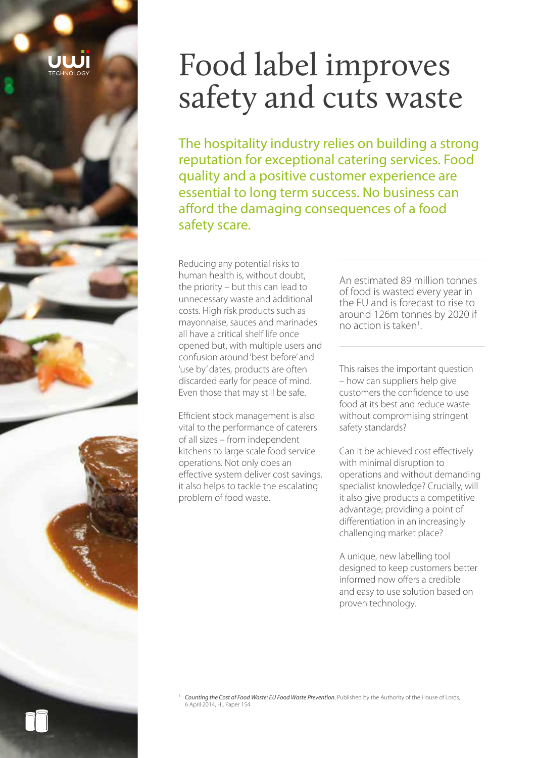# Food label improves safety and cuts waste

The hospitality industry relies on building a strong reputation for exceptional catering services. Food quality and a positive customer experience are essential to long term success. No business can afford the damaging consequences of a food safety scare.

Reducing any potential risks to human health is, without doubt, the priority – but this can lead to unnecessary waste and additional costs. High risk products such as mayonnaise, sauces and marinades all have a critical shelf life once opened but, with multiple users and confusion around 'best before' and 'use by' dates, products are often discarded early for peace of mind. Even those that may still be safe.

Efficient stock management is also vital to the performance of caterers of all sizes – from independent kitchens to large scale food service operations. Not only does an effective system deliver cost savings, it also helps to tackle the escalating problem of food waste.

An estimated 89 million tonnes of food is wasted every year in the EU and is forecast to rise to around 126m tonnes by 2020 if no action is taken[1].

This raises the important question – how can suppliers help give customers the confidence to use food at its best and reduce waste without compromising stringent safety standards?

Can it be achieved cost effectively with minimal disruption to operations and without demanding specialist knowledge? Crucially, will it also give products a competitive advantage; providing a point of differentiation in an increasingly challenging market place?

A unique, new labelling tool designed to keep customers better informed now offers a credible and easy to use solution based on proven technology.

[1] *Counting the Cost of Food Waste: EU Food Waste Prevention*, Published by the Authority of the House of Lords, 6 April 2014, HL Paper 154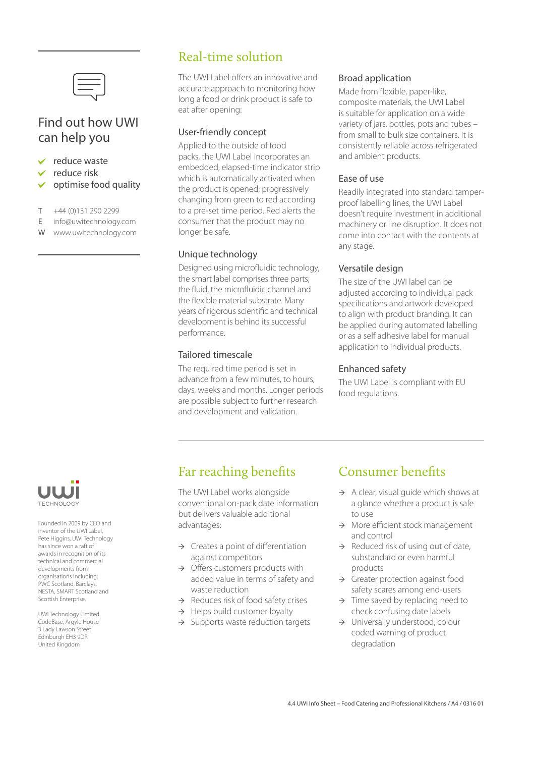## Find out how UWI can help you

- reduce waste
- reduce risk
- optimise food quality

T +44 (0)131 290 2299
E info@uwitechnology.com
W www.uwitechnology.com

## Real-time solution

The UWI Label offers an innovative and accurate approach to monitoring how long a food or drink product is safe to eat after opening:

### User-friendly concept

Applied to the outside of food packs, the UWI Label incorporates an embedded, elapsed-time indicator strip which is automatically activated when the product is opened; progressively changing from green to red according to a pre-set time period. Red alerts the consumer that the product may no longer be safe.

### Unique technology

Designed using microfluidic technology, the smart label comprises three parts; the fluid, the microfluidic channel and the flexible material substrate. Many years of rigorous scientific and technical development is behind its successful performance.

### Tailored timescale

The required time period is set in advance from a few minutes, to hours, days, weeks and months. Longer periods are possible subject to further research and development and validation.

### Broad application

Made from flexible, paper-like, composite materials, the UWI Label is suitable for application on a wide variety of jars, bottles, pots and tubes – from small to bulk size containers. It is consistently reliable across refrigerated and ambient products.

### Ease of use

Readily integrated into standard tamper-proof labelling lines, the UWI Label doesn't require investment in additional machinery or line disruption. It does not come into contact with the contents at any stage.

### Versatile design

The size of the UWI label can be adjusted according to individual pack specifications and artwork developed to align with product branding. It can be applied during automated labelling or as a self adhesive label for manual application to individual products.

### Enhanced safety

The UWI Label is compliant with EU food regulations.

UWI TECHNOLOGY

Founded in 2009 by CEO and inventor of the UWI Label, Pete Higgins, UWI Technology has since won a raft of awards in recognition of its technical and commercial developments from organisations including: PWC Scotland, Barclays, NESTA, SMART Scotland and Scottish Enterprise.

UWI Technology Limited
CodeBase, Argyle House
3 Lady Lawson Street
Edinburgh EH3 9DR
United Kingdom

## Far reaching benefits

The UWI Label works alongside conventional on-pack date information but delivers valuable additional advantages:

- → Creates a point of differentiation against competitors
- → Offers customers products with added value in terms of safety and waste reduction
- → Reduces risk of food safety crises
- → Helps build customer loyalty
- → Supports waste reduction targets

## Consumer benefits

- → A clear, visual guide which shows at a glance whether a product is safe to use
- → More efficient stock management and control
- → Reduced risk of using out of date, substandard or even harmful products
- → Greater protection against food safety scares among end-users
- → Time saved by replacing need to check confusing date labels
- → Universally understood, colour coded warning of product degradation

4.4 UWI Info Sheet – Food Catering and Professional Kitchens / A4 / 0316 01